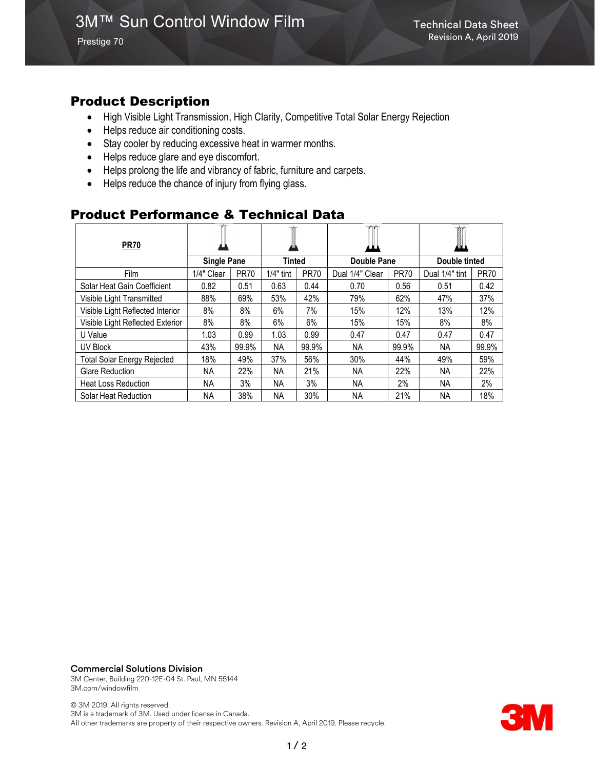# 3M™ Sun Control Window Film

Prestige 70

Technical Data Sheet
Revision A, April 2019

## Product Description

- High Visible Light Transmission, High Clarity, Competitive Total Solar Energy Rejection
- Helps reduce air conditioning costs.
- Stay cooler by reducing excessive heat in warmer months.
- Helps reduce glare and eye discomfort.
- Helps prolong the life and vibrancy of fabric, furniture and carpets.
- Helps reduce the chance of injury from flying glass.

## Product Performance & Technical Data

| **PR70** | **Single Pane** | | **Tinted** | | **Double Pane** | | **Double tinted** | |
|---|---|---|---|---|---|---|---|---|
| Film | 1/4" Clear | PR70 | 1/4" tint | PR70 | Dual 1/4" Clear | PR70 | Dual 1/4" tint | PR70 |
| Solar Heat Gain Coefficient | 0.82 | 0.51 | 0.63 | 0.44 | 0.70 | 0.56 | 0.51 | 0.42 |
| Visible Light Transmitted | 88% | 69% | 53% | 42% | 79% | 62% | 47% | 37% |
| Visible Light Reflected Interior | 8% | 8% | 6% | 7% | 15% | 12% | 13% | 12% |
| Visible Light Reflected Exterior | 8% | 8% | 6% | 6% | 15% | 15% | 8% | 8% |
| U Value | 1.03 | 0.99 | 1.03 | 0.99 | 0.47 | 0.47 | 0.47 | 0.47 |
| UV Block | 43% | 99.9% | NA | 99.9% | NA | 99.9% | NA | 99.9% |
| Total Solar Energy Rejected | 18% | 49% | 37% | 56% | 30% | 44% | 49% | 59% |
| Glare Reduction | NA | 22% | NA | 21% | NA | 22% | NA | 22% |
| Heat Loss Reduction | NA | 3% | NA | 3% | NA | 2% | NA | 2% |
| Solar Heat Reduction | NA | 38% | NA | 30% | NA | 21% | NA | 18% |

**Commercial Solutions Division**
3M Center, Building 220-12E-04 St. Paul, MN 55144
3M.com/windowfilm

© 3M 2019. All rights reserved.
3M is a trademark of 3M. Used under license in Canada.
All other trademarks are property of their respective owners. Revision A, April 2019. Please recycle.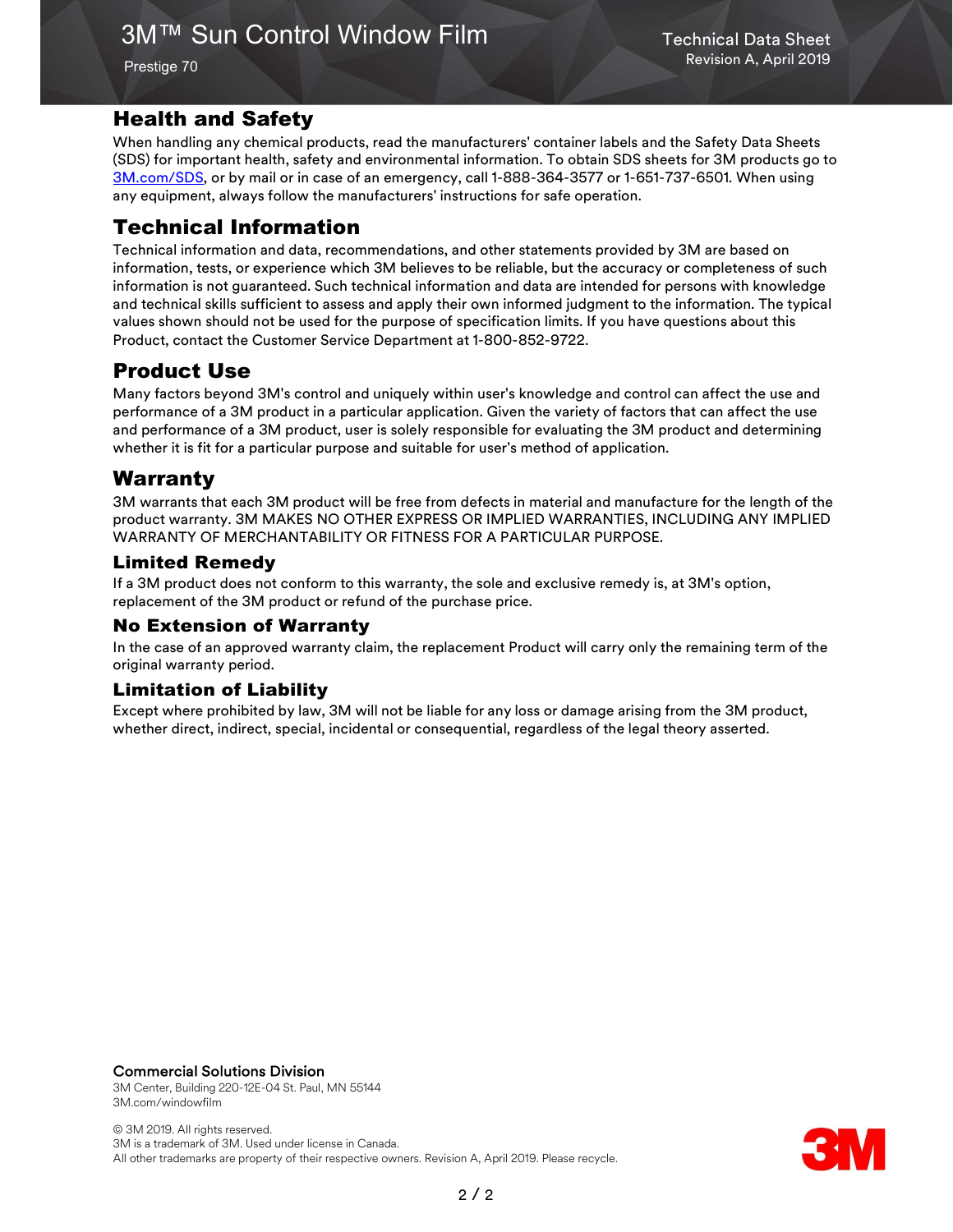## Health and Safety

When handling any chemical products, read the manufacturers' container labels and the Safety Data Sheets (SDS) for important health, safety and environmental information. To obtain SDS sheets for 3M products go to 3M.com/SDS, or by mail or in case of an emergency, call 1-888-364-3577 or 1-651-737-6501. When using any equipment, always follow the manufacturers' instructions for safe operation.

## Technical Information

Technical information and data, recommendations, and other statements provided by 3M are based on information, tests, or experience which 3M believes to be reliable, but the accuracy or completeness of such information is not guaranteed. Such technical information and data are intended for persons with knowledge and technical skills sufficient to assess and apply their own informed judgment to the information. The typical values shown should not be used for the purpose of specification limits. If you have questions about this Product, contact the Customer Service Department at 1-800-852-9722.

## Product Use

Many factors beyond 3M's control and uniquely within user's knowledge and control can affect the use and performance of a 3M product in a particular application. Given the variety of factors that can affect the use and performance of a 3M product, user is solely responsible for evaluating the 3M product and determining whether it is fit for a particular purpose and suitable for user's method of application.

## Warranty

3M warrants that each 3M product will be free from defects in material and manufacture for the length of the product warranty. 3M MAKES NO OTHER EXPRESS OR IMPLIED WARRANTIES, INCLUDING ANY IMPLIED WARRANTY OF MERCHANTABILITY OR FITNESS FOR A PARTICULAR PURPOSE.

### Limited Remedy

If a 3M product does not conform to this warranty, the sole and exclusive remedy is, at 3M's option, replacement of the 3M product or refund of the purchase price.

### No Extension of Warranty

In the case of an approved warranty claim, the replacement Product will carry only the remaining term of the original warranty period.

### Limitation of Liability

Except where prohibited by law, 3M will not be liable for any loss or damage arising from the 3M product, whether direct, indirect, special, incidental or consequential, regardless of the legal theory asserted.

**Commercial Solutions Division**
3M Center, Building 220-12E-04 St. Paul, MN 55144
3M.com/windowfilm

© 3M 2019. All rights reserved.
3M is a trademark of 3M. Used under license in Canada.
All other trademarks are property of their respective owners. Revision A, April 2019. Please recycle.